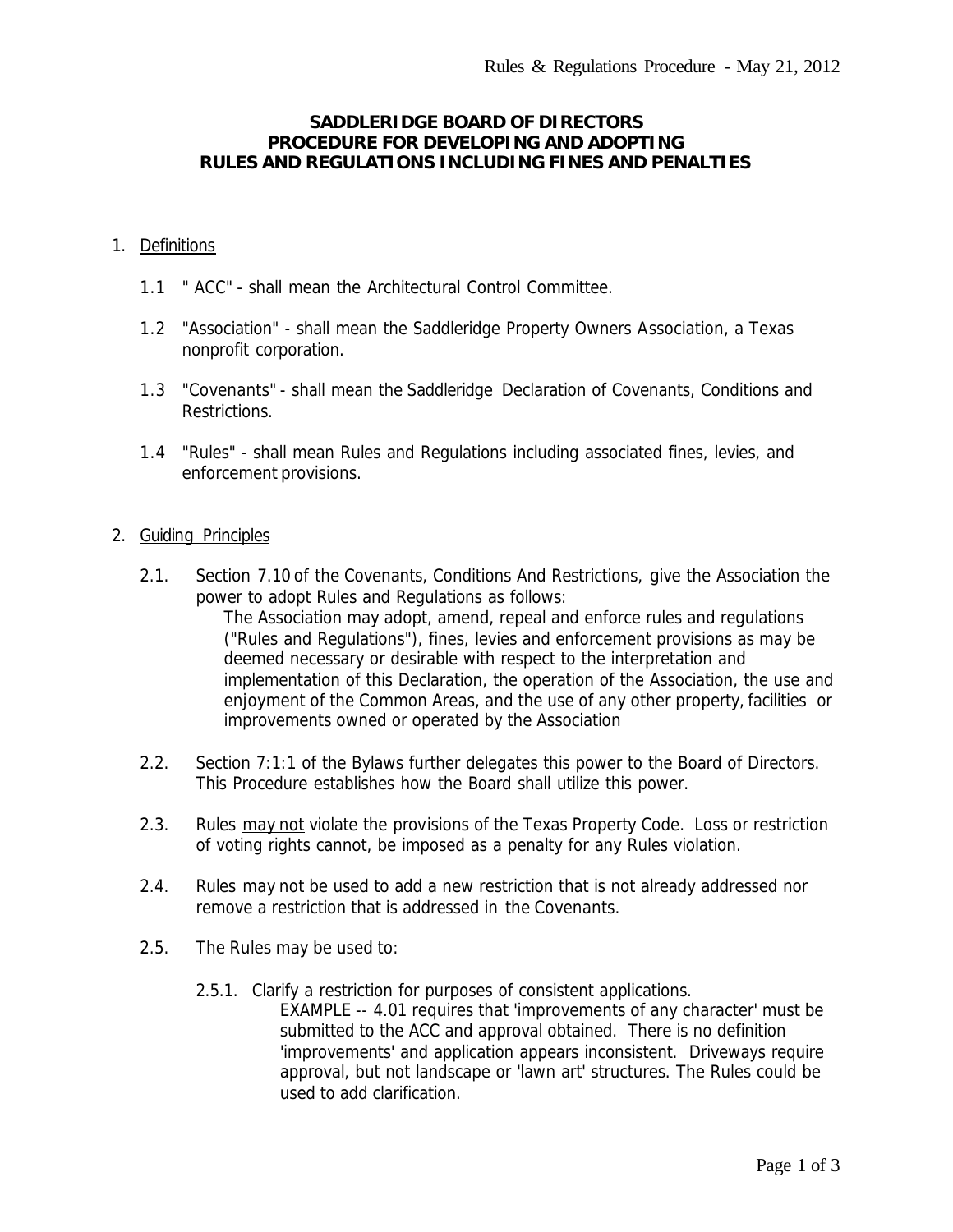# SADDLERIDGE BOARD OF DIRECTORS PROCEDURE FOR DEVELOPING AND ADOPTING RULES AND REGULATIONS INCLUDING FINES AND PENALTIES

1. <u>Definitions</u>

   1.1 " ACC" - shall mean the Architectural Control Committee.

   1.2 "Association" - shall mean the Saddleridge Property Owners Association, a Texas nonprofit corporation.

   1.3 "Covenants" - shall mean the Saddleridge Declaration of Covenants, Conditions and Restrictions.

   1.4 "Rules" - shall mean Rules and Regulations including associated fines, levies, and enforcement provisions.

2. <u>Guiding Principles</u>

   2.1. Section 7.10 of the Covenants, Conditions And Restrictions, give the Association the power to adopt Rules and Regulations as follows:

   > The Association may adopt, amend, repeal and enforce rules and regulations ("Rules and Regulations"), fines, levies and enforcement provisions as may be deemed necessary or desirable with respect to the interpretation and implementation of this Declaration, the operation of the Association, the use and enjoyment of the Common Areas, and the use of any other property, facilities or improvements owned or operated by the Association

   2.2. Section 7:1:1 of the Bylaws further delegates this power to the Board of Directors. This Procedure establishes how the Board shall utilize this power.

   2.3. Rules <u>may not</u> violate the provisions of the Texas Property Code. Loss or restriction of voting rights cannot, be imposed as a penalty for any Rules violation.

   2.4. Rules <u>may not</u> be used to add a new restriction that is not already addressed nor remove a restriction that is addressed in the Covenants.

   2.5. The Rules may be used to:

      2.5.1. Clarify a restriction for purposes of consistent applications.

      EXAMPLE -- 4.01 requires that 'improvements of any character' must be submitted to the ACC and approval obtained. There is no definition 'improvements' and application appears inconsistent. Driveways require approval, but not landscape or 'lawn art' structures. The Rules could be used to add clarification.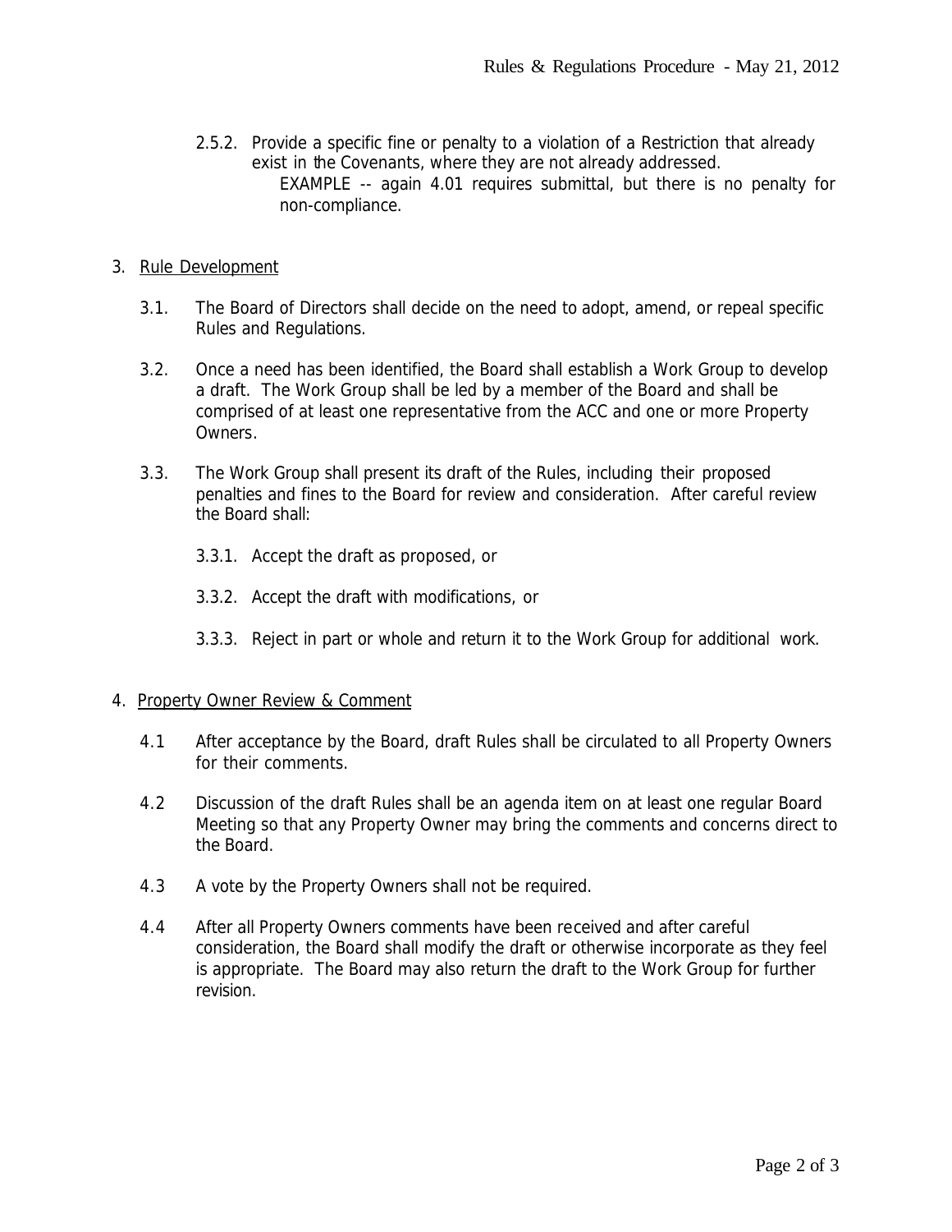2.5.2. Provide a specific fine or penalty to a violation of a Restriction that already exist in the Covenants, where they are not already addressed.

EXAMPLE -- again 4.01 requires submittal, but there is no penalty for non-compliance.

3. <u>Rule Development</u>

3.1. The Board of Directors shall decide on the need to adopt, amend, or repeal specific Rules and Regulations.

3.2. Once a need has been identified, the Board shall establish a Work Group to develop a draft. The Work Group shall be led by a member of the Board and shall be comprised of at least one representative from the ACC and one or more Property Owners.

3.3. The Work Group shall present its draft of the Rules, including their proposed penalties and fines to the Board for review and consideration. After careful review the Board shall:

3.3.1. Accept the draft as proposed, or

3.3.2. Accept the draft with modifications, or

3.3.3. Reject in part or whole and return it to the Work Group for additional work.

4. <u>Property Owner Review & Comment</u>

4.1 After acceptance by the Board, draft Rules shall be circulated to all Property Owners for their comments.

4.2 Discussion of the draft Rules shall be an agenda item on at least one regular Board Meeting so that any Property Owner may bring the comments and concerns direct to the Board.

4.3 A vote by the Property Owners shall not be required.

4.4 After all Property Owners comments have been received and after careful consideration, the Board shall modify the draft or otherwise incorporate as they feel is appropriate. The Board may also return the draft to the Work Group for further revision.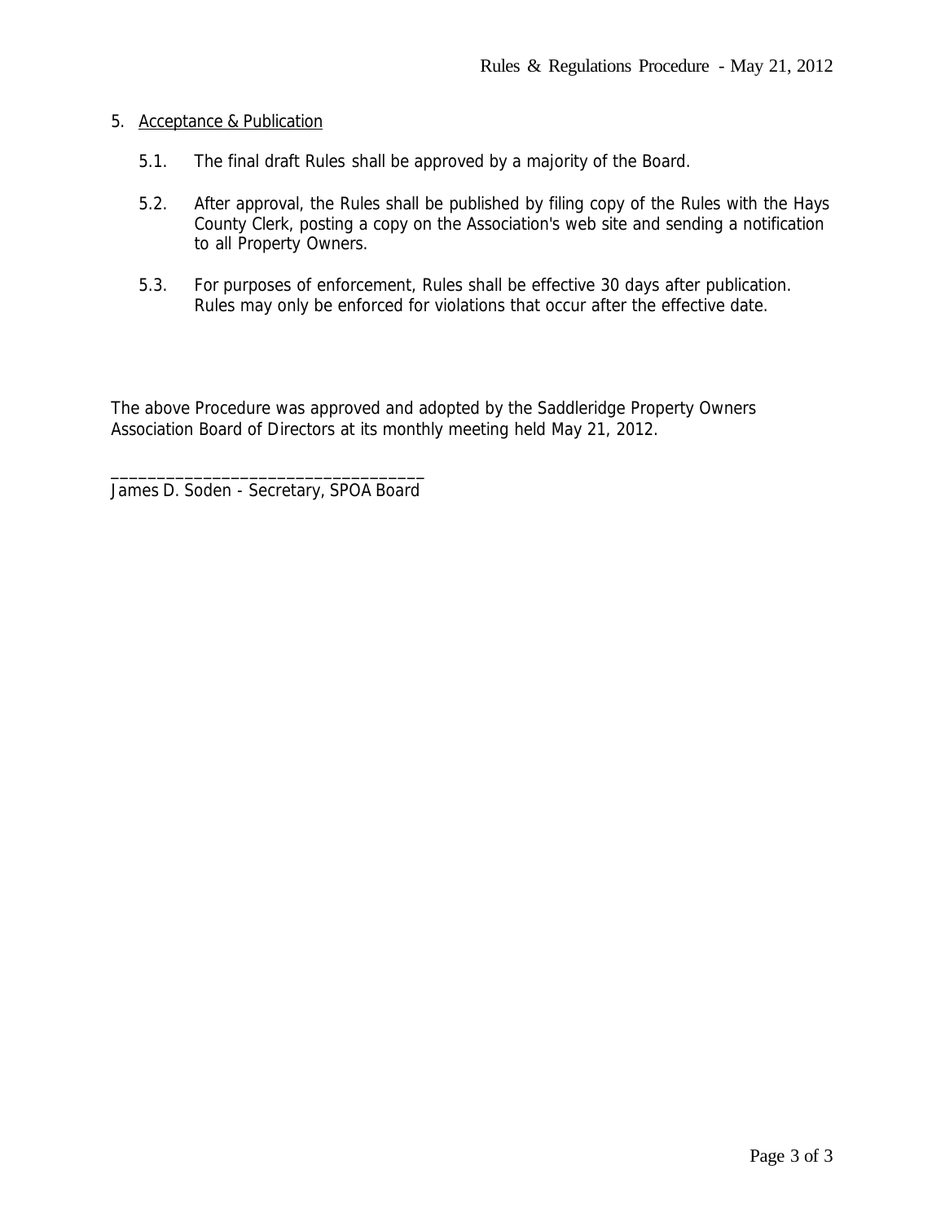5. Acceptance & Publication

   5.1. The final draft Rules shall be approved by a majority of the Board.

   5.2. After approval, the Rules shall be published by filing copy of the Rules with the Hays County Clerk, posting a copy on the Association's web site and sending a notification to all Property Owners.

   5.3. For purposes of enforcement, Rules shall be effective 30 days after publication. Rules may only be enforced for violations that occur after the effective date.

The above Procedure was approved and adopted by the Saddleridge Property Owners Association Board of Directors at its monthly meeting held May 21, 2012.

_________________________________
James D. Soden - Secretary, SPOA Board